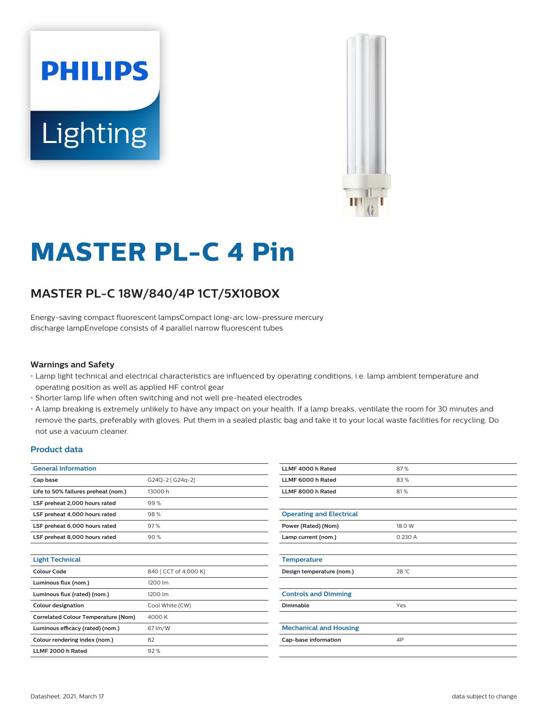# MASTER PL-C 4 Pin

## MASTER PL-C 18W/840/4P 1CT/5X10BOX

Energy-saving compact fluorescent lampsCompact long-arc low-pressure mercury discharge lampEnvelope consists of 4 parallel narrow fluorescent tubes

### Warnings and Safety

- Lamp light technical and electrical characteristics are influenced by operating conditions, i.e. lamp ambient temperature and operating position as well as applied HF control gear
- Shorter lamp life when often switching and not well pre-heated electrodes
- A lamp breaking is extremely unlikely to have any impact on your health. If a lamp breaks, ventilate the room for 30 minutes and remove the parts, preferably with gloves. Put them in a sealed plastic bag and take it to your local waste facilities for recycling. Do not use a vacuum cleaner.

### Product data

| General Information | |
|---|---|
| Cap base | G24Q-2 [ G24q-2] |
| Life to 50% failures preheat (nom.) | 13000 h |
| LSF preheat 2,000 hours rated | 99 % |
| LSF preheat 4,000 hours rated | 98 % |
| LSF preheat 6,000 hours rated | 97 % |
| LSF preheat 8,000 hours rated | 90 % |

| Light Technical | |
|---|---|
| Colour Code | 840 [ CCT of 4,000 K] |
| Luminous flux (nom.) | 1200 lm |
| Luminous flux (rated) (nom.) | 1200 lm |
| Colour designation | Cool White (CW) |
| Correlated Colour Temperature (Nom) | 4000 K |
| Luminous efficacy (rated) (nom.) | 67 lm/W |
| Colour rendering index (nom.) | 82 |
| LLMF 2000 h Rated | 92 % |
| LLMF 4000 h Rated | 87 % |
| LLMF 6000 h Rated | 83 % |
| LLMF 8000 h Rated | 81 % |

| Operating and Electrical | |
|---|---|
| Power (Rated) (Nom) | 18.0 W |
| Lamp current (nom.) | 0.230 A |

| Temperature | |
|---|---|
| Design temperature (nom.) | 28 °C |

| Controls and Dimming | |
|---|---|
| Dimmable | Yes |

| Mechanical and Housing | |
|---|---|
| Cap-base information | 4P |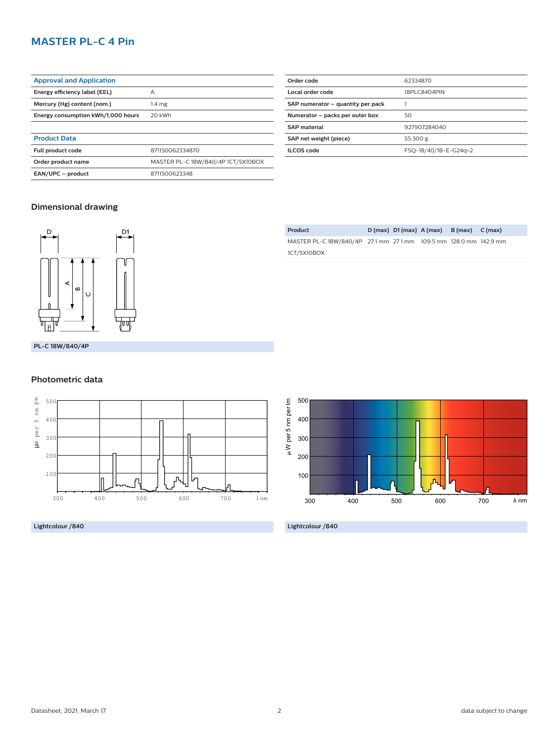# MASTER PL-C 4 Pin

| Approval and Application | |
|---|---|
| Energy efficiency label (EEL) | A |
| Mercury (Hg) content (nom.) | 1.4 mg |
| Energy consumption kWh/1,000 hours | 20 kWh |

| Product Data | |
|---|---|
| Full product code | 871150062334870 |
| Order product name | MASTER PL-C 18W/840/4P 1CT/5X10BOX |
| EAN/UPC – product | 8711500623348 |

| Order code | 62334870 |
|---|---|
| Local order code | 18PLC8404PIN |
| SAP numerator – quantity per pack | 1 |
| Numerator – packs per outer box | 50 |
| SAP material | 927907284040 |
| SAP net weight (piece) | 55.300 g |
| ILCOS code | FSQ-18/40/1B-E-G24q=2 |

## Dimensional drawing

| Product | D (max) | D1 (max) | A (max) | B (max) | C (max) |
|---|---|---|---|---|---|
| MASTER PL-C 18W/840/4P 1CT/5X10BOX | 27.1 mm | 27.1 mm | 109.5 mm | 128.0 mm | 142.9 mm |

PL-C 18W/840/4P

## Photometric data

Lightcolour /840

Lightcolour /840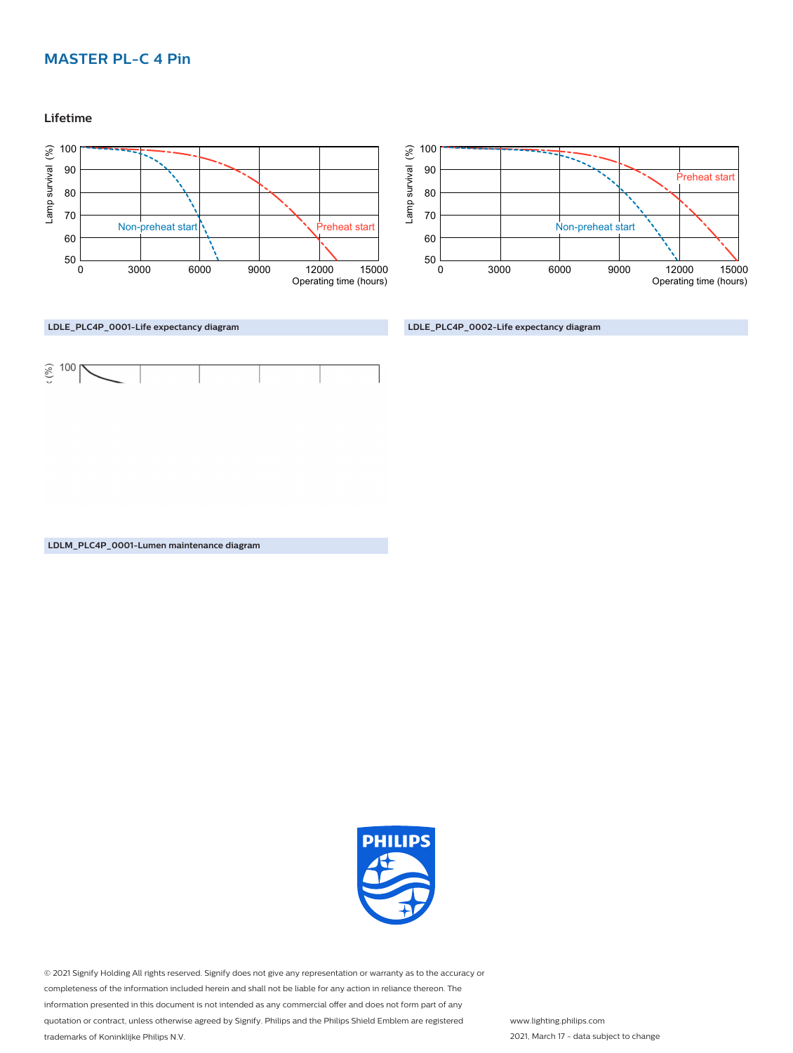## MASTER PL-C 4 Pin

### Lifetime

Lamp survival (%)
100
90
80
70
60
50
0
3000
6000
9000
12000
15000
Operating time (hours)
Non-preheat start
Preheat start

**LDLE_PLC4P_0001-Life expectancy diagram**

Lamp survival (%)
100
90
80
70
60
50
0
3000
6000
9000
12000
15000
Operating time (hours)
Preheat start
Non-preheat start

**LDLE_PLC4P_0002-Life expectancy diagram**

(%)
100

**LDLM_PLC4P_0001-Lumen maintenance diagram**

© 2021 Signify Holding All rights reserved. Signify does not give any representation or warranty as to the accuracy or completeness of the information included herein and shall not be liable for any action in reliance thereon. The information presented in this document is not intended as any commercial offer and does not form part of any quotation or contract, unless otherwise agreed by Signify. Philips and the Philips Shield Emblem are registered trademarks of Koninklijke Philips N.V.

www.lighting.philips.com

2021, March 17 - data subject to change